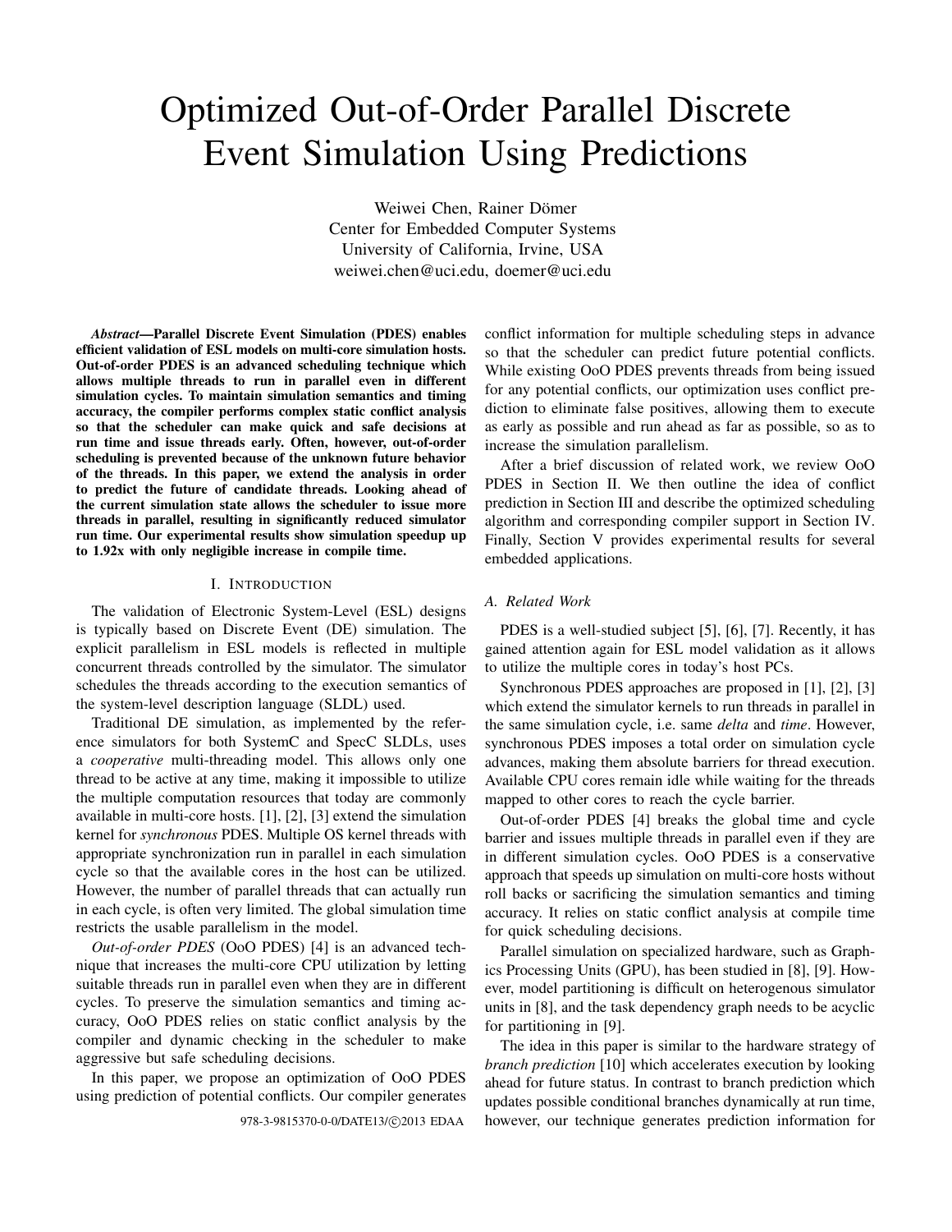# Optimized Out-of-Order Parallel Discrete Event Simulation Using Predictions

Weiwei Chen, Rainer Dömer
Center for Embedded Computer Systems
University of California, Irvine, USA
weiwei.chen@uci.edu, doemer@uci.edu

***Abstract*—Parallel Discrete Event Simulation (PDES) enables efficient validation of ESL models on multi-core simulation hosts. Out-of-order PDES is an advanced scheduling technique which allows multiple threads to run in parallel even in different simulation cycles. To maintain simulation semantics and timing accuracy, the compiler performs complex static conflict analysis so that the scheduler can make quick and safe decisions at run time and issue threads early. Often, however, out-of-order scheduling is prevented because of the unknown future behavior of the threads. In this paper, we extend the analysis in order to predict the future of candidate threads. Looking ahead of the current simulation state allows the scheduler to issue more threads in parallel, resulting in significantly reduced simulator run time. Our experimental results show simulation speedup up to 1.92x with only negligible increase in compile time.**

## I. Introduction

The validation of Electronic System-Level (ESL) designs is typically based on Discrete Event (DE) simulation. The explicit parallelism in ESL models is reflected in multiple concurrent threads controlled by the simulator. The simulator schedules the threads according to the execution semantics of the system-level description language (SLDL) used.

Traditional DE simulation, as implemented by the reference simulators for both SystemC and SpecC SLDLs, uses a *cooperative* multi-threading model. This allows only one thread to be active at any time, making it impossible to utilize the multiple computation resources that today are commonly available in multi-core hosts. [1], [2], [3] extend the simulation kernel for *synchronous* PDES. Multiple OS kernel threads with appropriate synchronization run in parallel in each simulation cycle so that the available cores in the host can be utilized. However, the number of parallel threads that can actually run in each cycle, is often very limited. The global simulation time restricts the usable parallelism in the model.

*Out-of-order PDES* (OoO PDES) [4] is an advanced technique that increases the multi-core CPU utilization by letting suitable threads run in parallel even when they are in different cycles. To preserve the simulation semantics and timing accuracy, OoO PDES relies on static conflict analysis by the compiler and dynamic checking in the scheduler to make aggressive but safe scheduling decisions.

In this paper, we propose an optimization of OoO PDES using prediction of potential conflicts. Our compiler generates conflict information for multiple scheduling steps in advance so that the scheduler can predict future potential conflicts. While existing OoO PDES prevents threads from being issued for any potential conflicts, our optimization uses conflict prediction to eliminate false positives, allowing them to execute as early as possible and run ahead as far as possible, so as to increase the simulation parallelism.

After a brief discussion of related work, we review OoO PDES in Section II. We then outline the idea of conflict prediction in Section III and describe the optimized scheduling algorithm and corresponding compiler support in Section IV. Finally, Section V provides experimental results for several embedded applications.

### A. Related Work

PDES is a well-studied subject [5], [6], [7]. Recently, it has gained attention again for ESL model validation as it allows to utilize the multiple cores in today's host PCs.

Synchronous PDES approaches are proposed in [1], [2], [3] which extend the simulator kernels to run threads in parallel in the same simulation cycle, i.e. same *delta* and *time*. However, synchronous PDES imposes a total order on simulation cycle advances, making them absolute barriers for thread execution. Available CPU cores remain idle while waiting for the threads mapped to other cores to reach the cycle barrier.

Out-of-order PDES [4] breaks the global time and cycle barrier and issues multiple threads in parallel even if they are in different simulation cycles. OoO PDES is a conservative approach that speeds up simulation on multi-core hosts without roll backs or sacrificing the simulation semantics and timing accuracy. It relies on static conflict analysis at compile time for quick scheduling decisions.

Parallel simulation on specialized hardware, such as Graphics Processing Units (GPU), has been studied in [8], [9]. However, model partitioning is difficult on heterogenous simulator units in [8], and the task dependency graph needs to be acyclic for partitioning in [9].

The idea in this paper is similar to the hardware strategy of *branch prediction* [10] which accelerates execution by looking ahead for future status. In contrast to branch prediction which updates possible conditional branches dynamically at run time, however, our technique generates prediction information for

978-3-9815370-0-0/DATE13/©2013 EDAA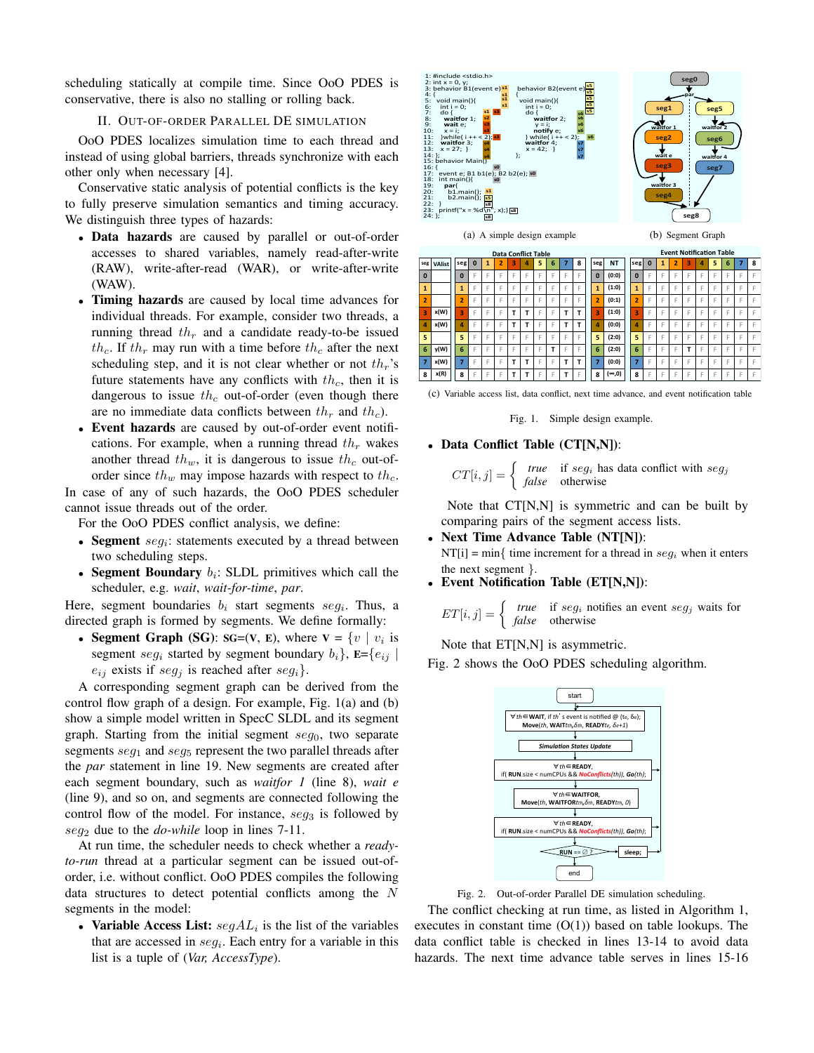scheduling statically at compile time. Since OoO PDES is conservative, there is also no stalling or rolling back.

## II. Out-of-order Parallel DE simulation

OoO PDES localizes simulation time to each thread and instead of using global barriers, threads synchronize with each other only when necessary [4].

Conservative static analysis of potential conflicts is the key to fully preserve simulation semantics and timing accuracy. We distinguish three types of hazards:

- **Data hazards** are caused by parallel or out-of-order accesses to shared variables, namely read-after-write (RAW), write-after-read (WAR), or write-after-write (WAW).
- **Timing hazards** are caused by local time advances for individual threads. For example, consider two threads, a running thread $th_r$ and a candidate ready-to-be issued $th_c$. If $th_r$ may run with a time before $th_c$ after the next scheduling step, and it is not clear whether or not $th_r$'s future statements have any conflicts with $th_c$, then it is dangerous to issue $th_c$ out-of-order (even though there are no immediate data conflicts between $th_r$ and $th_c$).
- **Event hazards** are caused by out-of-order event notifications. For example, when a running thread $th_r$ wakes another thread $th_w$, it is dangerous to issue $th_c$ out-of-order since $th_w$ may impose hazards with respect to $th_c$.

In case of any of such hazards, the OoO PDES scheduler cannot issue threads out of the order.

For the OoO PDES conflict analysis, we define:

- **Segment** $seg_i$: statements executed by a thread between two scheduling steps.
- **Segment Boundary** $b_i$: SLDL primitives which call the scheduler, e.g. *wait*, *wait-for-time*, *par*.

Here, segment boundaries $b_i$ start segments $seg_i$. Thus, a directed graph is formed by segments. We define formally:

- **Segment Graph (SG)**: **SG=(V, E)**, where **V** = $\{v \mid v_i$ is segment $seg_i$ started by segment boundary $b_i\}$, **E**=$\{e_{ij} \mid e_{ij}$ exists if $seg_j$ is reached after $seg_i\}$.

A corresponding segment graph can be derived from the control flow graph of a design. For example, Fig. 1(a) and (b) show a simple model written in SpecC SLDL and its segment graph. Starting from the initial segment $seg_0$, two separate segments $seg_1$ and $seg_5$ represent the two parallel threads after the *par* statement in line 19. New segments are created after each segment boundary, such as *waitfor 1* (line 8), *wait e* (line 9), and so on, and segments are connected following the control flow of the model. For instance, $seg_3$ is followed by $seg_2$ due to the *do-while* loop in lines 7-11.

At run time, the scheduler needs to check whether a *ready-to-run* thread at a particular segment can be issued out-of-order, i.e. without conflict. OoO PDES compiles the following data structures to detect potential conflicts among the $N$ segments in the model:

- **Variable Access List:** $segAL_i$ is the list of the variables that are accessed in $seg_i$. Each entry for a variable in this list is a tuple of (*Var, AccessType*).

```
1: #include <stdio.h>
2: int x = 0, y;
3: behavior B1(event e)          behavior B2(event e)
4: {                             {
5:   void main(){                  void main(){
6:     int i = 0;                    int i = 0;
7:     do {                          do {
8:       waitfor 1;                    waitfor 2;
9:       wait e;                       y = i;
10:      x = i;                        notify e;
11:    }while( i ++ < 2);            } while( i ++ < 2);
12:    waitfor 3;                    waitfor 4;
13:    x = 27; }                     x = 42; }
14: };                           };
15: behavior Main()
16: {
17:   event e; B1 b1(e); B2 b2(e);
18:   int main(){
19:     par{
20:       b1.main();
21:       b2.main();
22:     }
23:     printf("x = %d\n", x);}
24: };
```

(a) A simple design example

(b) Segment Graph

Data Conflict Table:

| seg | VAlist | seg | 0 | 1 | 2 | 3 | 4 | 5 | 6 | 7 | 8 |
|---|---|---|---|---|---|---|---|---|---|---|---|
| 0 | | 0 | F | F | F | F | F | F | F | F | F |
| 1 | | 1 | F | F | F | F | F | F | F | F | F |
| 2 | | 2 | F | F | F | F | F | F | F | F | F |
| 3 | x(W) | 3 | F | F | F | T | T | F | F | T | T |
| 4 | x(W) | 4 | F | F | F | T | T | F | F | T | T |
| 5 | | 5 | F | F | F | F | F | F | F | F | F |
| 6 | y(W) | 6 | F | F | F | F | F | F | T | F | F |
| 7 | x(W) | 7 | F | F | F | T | T | F | F | T | T |
| 8 | x(R) | 8 | F | F | F | T | T | F | F | T | F |

Next Time Advance Table:

| seg | NT |
|---|---|
| 0 | (0:0) |
| 1 | (1:0) |
| 2 | (0:1) |
| 3 | (1:0) |
| 4 | (0:0) |
| 5 | (2:0) |
| 6 | (2:0) |
| 7 | (0:0) |
| 8 | (∞,0) |

Event Notification Table:

| seg | 0 | 1 | 2 | 3 | 4 | 5 | 6 | 7 | 8 |
|---|---|---|---|---|---|---|---|---|---|
| 0 | F | F | F | F | F | F | F | F | F |
| 1 | F | F | F | F | F | F | F | F | F |
| 2 | F | F | F | F | F | F | F | F | F |
| 3 | F | F | F | F | F | F | F | F | F |
| 4 | F | F | F | F | F | F | F | F | F |
| 5 | F | F | F | F | F | F | F | F | F |
| 6 | F | F | F | T | F | F | F | F | F |
| 7 | F | F | F | F | F | F | F | F | F |
| 8 | F | F | F | F | F | F | F | F | F |

(c) Variable access list, data conflict, next time advance, and event notification table

Fig. 1. Simple design example.

- **Data Conflict Table (CT[N,N])**:

$$CT[i,j] = \begin{cases} true & \text{if } seg_i \text{ has data conflict with } seg_j \\ false & \text{otherwise} \end{cases}$$

  Note that CT[N,N] is symmetric and can be built by comparing pairs of the segment access lists.

- **Next Time Advance Table (NT[N])**:
  NT[i] = min{ time increment for a thread in $seg_i$ when it enters the next segment }.

- **Event Notification Table (ET[N,N])**:

$$ET[i,j] = \begin{cases} true & \text{if } seg_i \text{ notifies an event } seg_j \text{ waits for} \\ false & \text{otherwise} \end{cases}$$

  Note that ET[N,N] is asymmetric.

Fig. 2 shows the OoO PDES scheduling algorithm.

Fig. 2. Out-of-order Parallel DE simulation scheduling.

The conflict checking at run time, as listed in Algorithm 1, executes in constant time (O(1)) based on table lookups. The data conflict table is checked in lines 13-14 to avoid data hazards. The next time advance table serves in lines 15-16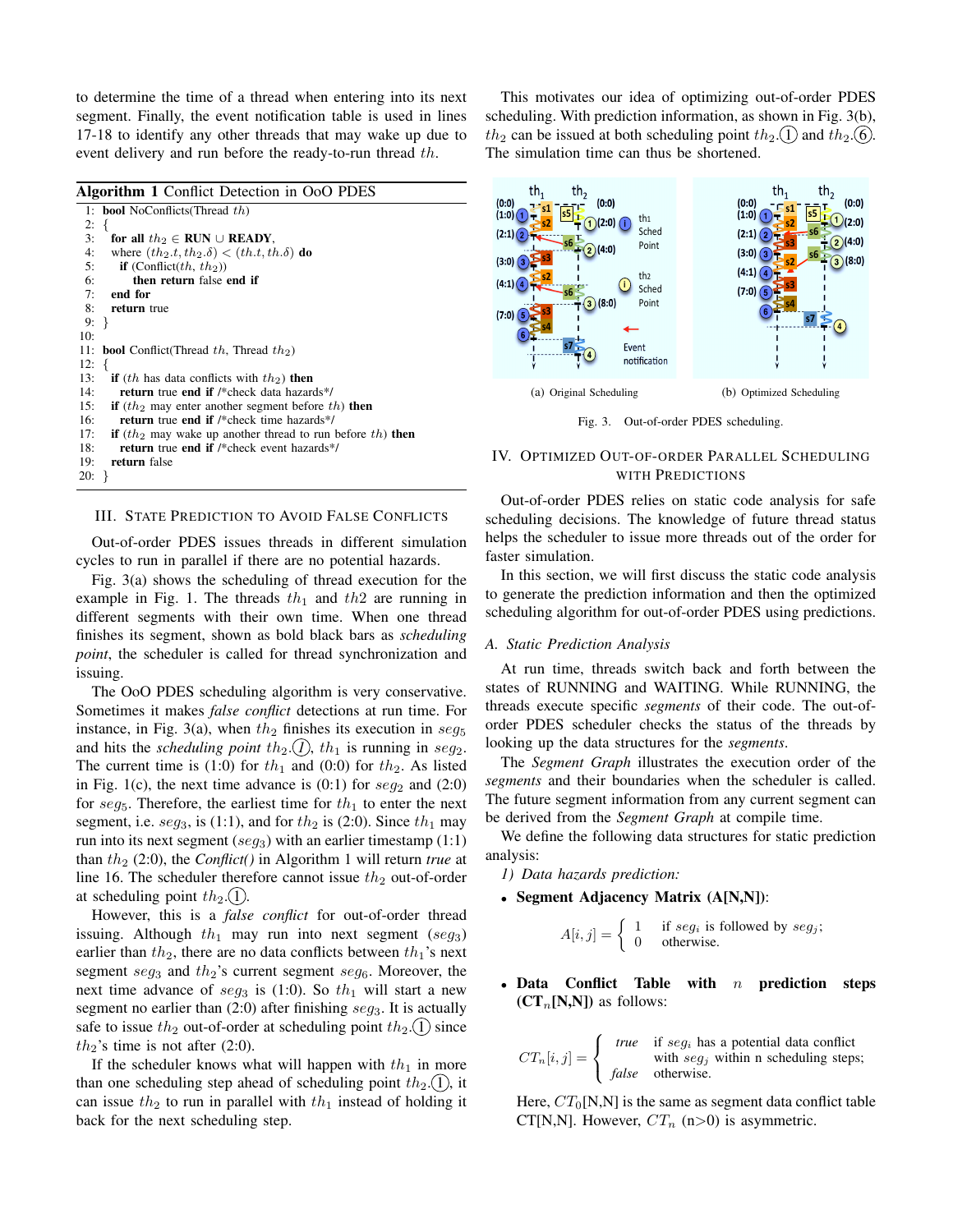to determine the time of a thread when entering into its next segment. Finally, the event notification table is used in lines 17-18 to identify any other threads that may wake up due to event delivery and run before the ready-to-run thread $th$.

**Algorithm 1** Conflict Detection in OoO PDES

```
1:  bool NoConflicts(Thread th)
2:  {
3:    for all th2 ∈ RUN ∪ READY,
4:    where (th2.t, th2.δ) < (th.t, th.δ) do
5:      if (Conflict(th, th2))
6:        then return false end if
7:    end for
8:    return true
9:  }
10:
11: bool Conflict(Thread th, Thread th2)
12: {
13:   if (th has data conflicts with th2) then
14:     return true end if /*check data hazards*/
15:   if (th2 may enter another segment before th) then
16:     return true end if /*check time hazards*/
17:   if (th2 may wake up another thread to run before th) then
18:     return true end if /*check event hazards*/
19:   return false
20: }
```

## III. State Prediction to Avoid False Conflicts

Out-of-order PDES issues threads in different simulation cycles to run in parallel if there are no potential hazards.

Fig. 3(a) shows the scheduling of thread execution for the example in Fig. 1. The threads $th_1$ and $th2$ are running in different segments with their own time. When one thread finishes its segment, shown as bold black bars as *scheduling point*, the scheduler is called for thread synchronization and issuing.

The OoO PDES scheduling algorithm is very conservative. Sometimes it makes *false conflict* detections at run time. For instance, in Fig. 3(a), when $th_2$ finishes its execution in $seg_5$ and hits the *scheduling point* $th_2$.(1), $th_1$ is running in $seg_2$. The current time is (1:0) for $th_1$ and (0:0) for $th_2$. As listed in Fig. 1(c), the next time advance is (0:1) for $seg_2$ and (2:0) for $seg_5$. Therefore, the earliest time for $th_1$ to enter the next segment, i.e. $seg_3$, is (1:1), and for $th_2$ is (2:0). Since $th_1$ may run into its next segment ($seg_3$) with an earlier timestamp (1:1) than $th_2$ (2:0), the *Conflict()* in Algorithm 1 will return *true* at line 16. The scheduler therefore cannot issue $th_2$ out-of-order at scheduling point $th_2$.(1).

However, this is a *false conflict* for out-of-order thread issuing. Although $th_1$ may run into next segment ($seg_3$) earlier than $th_2$, there are no data conflicts between $th_1$'s next segment $seg_3$ and $th_2$'s current segment $seg_6$. Moreover, the next time advance of $seg_3$ is (1:0). So $th_1$ will start a new segment no earlier than (2:0) after finishing $seg_3$. It is actually safe to issue $th_2$ out-of-order at scheduling point $th_2$.(1) since $th_2$'s time is not after (2:0).

If the scheduler knows what will happen with $th_1$ in more than one scheduling step ahead of scheduling point $th_2$.(1), it can issue $th_2$ to run in parallel with $th_1$ instead of holding it back for the next scheduling step.

This motivates our idea of optimizing out-of-order PDES scheduling. With prediction information, as shown in Fig. 3(b), $th_2$ can be issued at both scheduling point $th_2$.(1) and $th_2$.(6). The simulation time can thus be shortened.

(a) Original Scheduling  (b) Optimized Scheduling

Fig. 3. Out-of-order PDES scheduling.

## IV. Optimized Out-of-Order Parallel Scheduling with Predictions

Out-of-order PDES relies on static code analysis for safe scheduling decisions. The knowledge of future thread status helps the scheduler to issue more threads out of the order for faster simulation.

In this section, we will first discuss the static code analysis to generate the prediction information and then the optimized scheduling algorithm for out-of-order PDES using predictions.

### A. Static Prediction Analysis

At run time, threads switch back and forth between the states of RUNNING and WAITING. While RUNNING, the threads execute specific ***segments*** of their code. The out-of-order PDES scheduler checks the status of the threads by looking up the data structures for the *segments*.

The *Segment Graph* illustrates the execution order of the *segments* and their boundaries when the scheduler is called. The future segment information from any current segment can be derived from the *Segment Graph* at compile time.

We define the following data structures for static prediction analysis:

#### 1) Data hazards prediction:

- **Segment Adjacency Matrix (A[N,N])**:

$$A[i,j] = \begin{cases} 1 & \text{if } seg_i \text{ is followed by } seg_j; \\ 0 & \text{otherwise.} \end{cases}$$

- **Data Conflict Table with $n$ prediction steps ($\mathbf{CT}_n$[N,N])** as follows:

$$CT_n[i,j] = \begin{cases} true & \text{if } seg_i \text{ has a potential data conflict} \\ & \text{with } seg_j \text{ within n scheduling steps;} \\ false & \text{otherwise.} \end{cases}$$

Here, $CT_0$[N,N] is the same as segment data conflict table CT[N,N]. However, $CT_n$ (n>0) is asymmetric.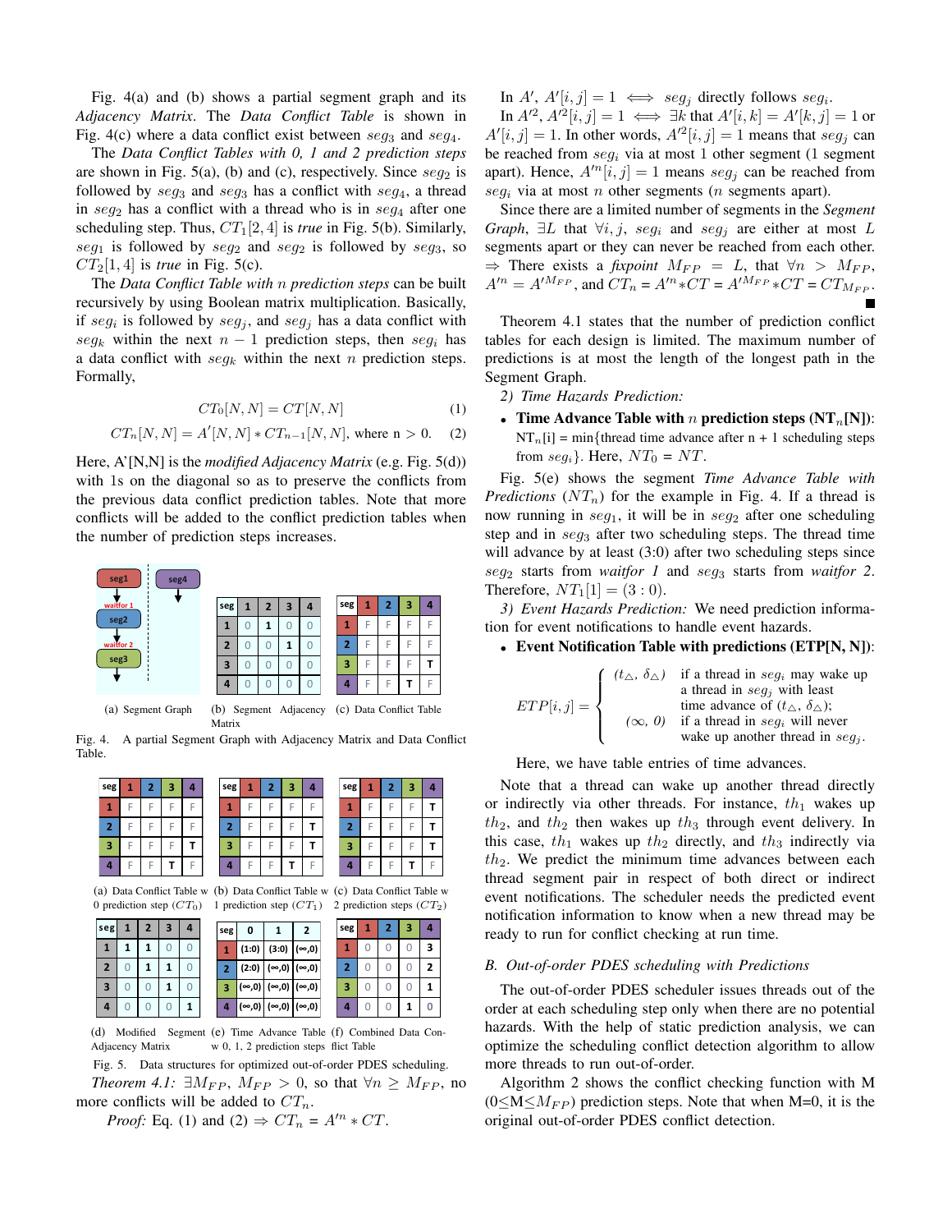Fig. 4(a) and (b) shows a partial segment graph and its *Adjacency Matrix*. The *Data Conflict Table* is shown in Fig. 4(c) where a data conflict exist between $seg_3$ and $seg_4$.

The *Data Conflict Tables with 0, 1 and 2 prediction steps* are shown in Fig. 5(a), (b) and (c), respectively. Since $seg_2$ is followed by $seg_3$ and $seg_3$ has a conflict with $seg_4$, a thread in $seg_2$ has a conflict with a thread who is in $seg_4$ after one scheduling step. Thus, $CT_1[2,4]$ is *true* in Fig. 5(b). Similarly, $seg_1$ is followed by $seg_2$ and $seg_2$ is followed by $seg_3$, so $CT_2[1,4]$ is *true* in Fig. 5(c).

The *Data Conflict Table with n prediction steps* can be built recursively by using Boolean matrix multiplication. Basically, if $seg_i$ is followed by $seg_j$, and $seg_j$ has a data conflict with $seg_k$ within the next $n-1$ prediction steps, then $seg_i$ has a data conflict with $seg_k$ within the next $n$ prediction steps. Formally,

$$CT_0[N,N] = CT[N,N] \quad (1)$$

$$CT_n[N,N] = A'[N,N] * CT_{n-1}[N,N], \text{ where n > 0.} \quad (2)$$

Here, A'[N,N] is the *modified Adjacency Matrix* (e.g. Fig. 5(d)) with 1s on the diagonal so as to preserve the conflicts from the previous data conflict prediction tables. Note that more conflicts will be added to the conflict prediction tables when the number of prediction steps increases.

(a) Segment Graph

| seg | 1 | 2 | 3 | 4 |
|---|---|---|---|---|
| 1 | 0 | 1 | 0 | 0 |
| 2 | 0 | 0 | 1 | 0 |
| 3 | 0 | 0 | 0 | 0 |
| 4 | 0 | 0 | 0 | 0 |

(b) Segment Adjacency Matrix

| seg | 1 | 2 | 3 | 4 |
|---|---|---|---|---|
| 1 | F | F | F | F |
| 2 | F | F | F | F |
| 3 | F | F | F | T |
| 4 | F | F | T | F |

(c) Data Conflict Table

Fig. 4. A partial Segment Graph with Adjacency Matrix and Data Conflict Table.

| seg | 1 | 2 | 3 | 4 |
|---|---|---|---|---|
| 1 | F | F | F | F |
| 2 | F | F | F | F |
| 3 | F | F | F | T |
| 4 | F | F | T | F |

(a) Data Conflict Table w 0 prediction step ($CT_0$)

| seg | 1 | 2 | 3 | 4 |
|---|---|---|---|---|
| 1 | F | F | F | F |
| 2 | F | F | F | T |
| 3 | F | F | F | T |
| 4 | F | F | T | F |

(b) Data Conflict Table w 1 prediction step ($CT_1$)

| seg | 1 | 2 | 3 | 4 |
|---|---|---|---|---|
| 1 | F | F | F | T |
| 2 | F | F | F | T |
| 3 | F | F | F | T |
| 4 | F | F | T | F |

(c) Data Conflict Table w 2 prediction steps ($CT_2$)

| seg | 1 | 2 | 3 | 4 |
|---|---|---|---|---|
| 1 | 1 | 1 | 0 | 0 |
| 2 | 0 | 1 | 1 | 0 |
| 3 | 0 | 0 | 1 | 0 |
| 4 | 0 | 0 | 0 | 1 |

(d) Modified Segment Adjacency Matrix

| seg | 0 | 1 | 2 |
|---|---|---|---|
| 1 | (1:0) | (3:0) | (∞,0) |
| 2 | (2:0) | (∞,0) | (∞,0) |
| 3 | (∞,0) | (∞,0) | (∞,0) |
| 4 | (∞,0) | (∞,0) | (∞,0) |

(e) Time Advance Table w 0, 1, 2 prediction steps

| seg | 1 | 2 | 3 | 4 |
|---|---|---|---|---|
| 1 | 0 | 0 | 0 | 3 |
| 2 | 0 | 0 | 0 | 2 |
| 3 | 0 | 0 | 0 | 1 |
| 4 | 0 | 0 | 1 | 0 |

(f) Combined Data Conflict Table

Fig. 5. Data structures for optimized out-of-order PDES scheduling.

*Theorem 4.1:* $\exists M_{FP}$, $M_{FP} > 0$, so that $\forall n \geq M_{FP}$, no more conflicts will be added to $CT_n$.

*Proof:* Eq. (1) and (2) $\Rightarrow CT_n = A'^n * CT$.

In $A'$, $A'[i,j] = 1 \iff seg_j$ directly follows $seg_i$.

In $A'^2$, $A'^2[i,j] = 1 \iff \exists k$ that $A'[i,k] = A'[k,j] = 1$ or $A'[i,j] = 1$. In other words, $A'^2[i,j] = 1$ means that $seg_j$ can be reached from $seg_i$ via at most 1 other segment (1 segment apart). Hence, $A'^n[i,j] = 1$ means $seg_j$ can be reached from $seg_i$ via at most $n$ other segments ($n$ segments apart).

Since there are a limited number of segments in the *Segment Graph*, $\exists L$ that $\forall i,j$, $seg_i$ and $seg_j$ are either at most $L$ segments apart or they can never be reached from each other. $\Rightarrow$ There exists a *fixpoint* $M_{FP} = L$, that $\forall n > M_{FP}$, $A'^n = A'^{M_{FP}}$, and $CT_n = A'^n * CT = A'^{M_{FP}} * CT = CT_{M_{FP}}$. ∎

Theorem 4.1 states that the number of prediction conflict tables for each design is limited. The maximum number of predictions is at most the length of the longest path in the Segment Graph.

*2) Time Hazards Prediction:*

- **Time Advance Table with $n$ prediction steps ($NT_n$[N])**: $NT_n$[i] = min{thread time advance after n + 1 scheduling steps from $seg_i$}. Here, $NT_0 = NT$.

Fig. 5(e) shows the segment *Time Advance Table with Predictions* ($NT_n$) for the example in Fig. 4. If a thread is now running in $seg_1$, it will be in $seg_2$ after one scheduling step and in $seg_3$ after two scheduling steps. The thread time will advance by at least (3:0) after two scheduling steps since $seg_2$ starts from *waitfor 1* and $seg_3$ starts from *waitfor 2*. Therefore, $NT_1[1] = (3:0)$.

*3) Event Hazards Prediction:* We need prediction information for event notifications to handle event hazards.

- **Event Notification Table with predictions (ETP[N, N])**:

$$ETP[i,j] = \begin{cases} (t_\triangle,\ \delta_\triangle) & \text{if a thread in } seg_i \text{ may wake up a thread in } seg_j \text{ with least time advance of } (t_\triangle, \delta_\triangle); \\ (\infty,\ 0) & \text{if a thread in } seg_i \text{ will never wake up another thread in } seg_j. \end{cases}$$

Here, we have table entries of time advances.

Note that a thread can wake up another thread directly or indirectly via other threads. For instance, $th_1$ wakes up $th_2$, and $th_2$ then wakes up $th_3$ through event delivery. In this case, $th_1$ wakes up $th_2$ directly, and $th_3$ indirectly via $th_2$. We predict the minimum time advances between each thread segment pair in respect of both direct or indirect event notifications. The scheduler needs the predicted event notification information to know when a new thread may be ready to run for conflict checking at run time.

### B. Out-of-order PDES scheduling with Predictions

The out-of-order PDES scheduler issues threads out of the order at each scheduling step only when there are no potential hazards. With the help of static prediction analysis, we can optimize the scheduling conflict detection algorithm to allow more threads to run out-of-order.

Algorithm 2 shows the conflict checking function with M ($0 \leq M \leq M_{FP}$) prediction steps. Note that when M=0, it is the original out-of-order PDES conflict detection.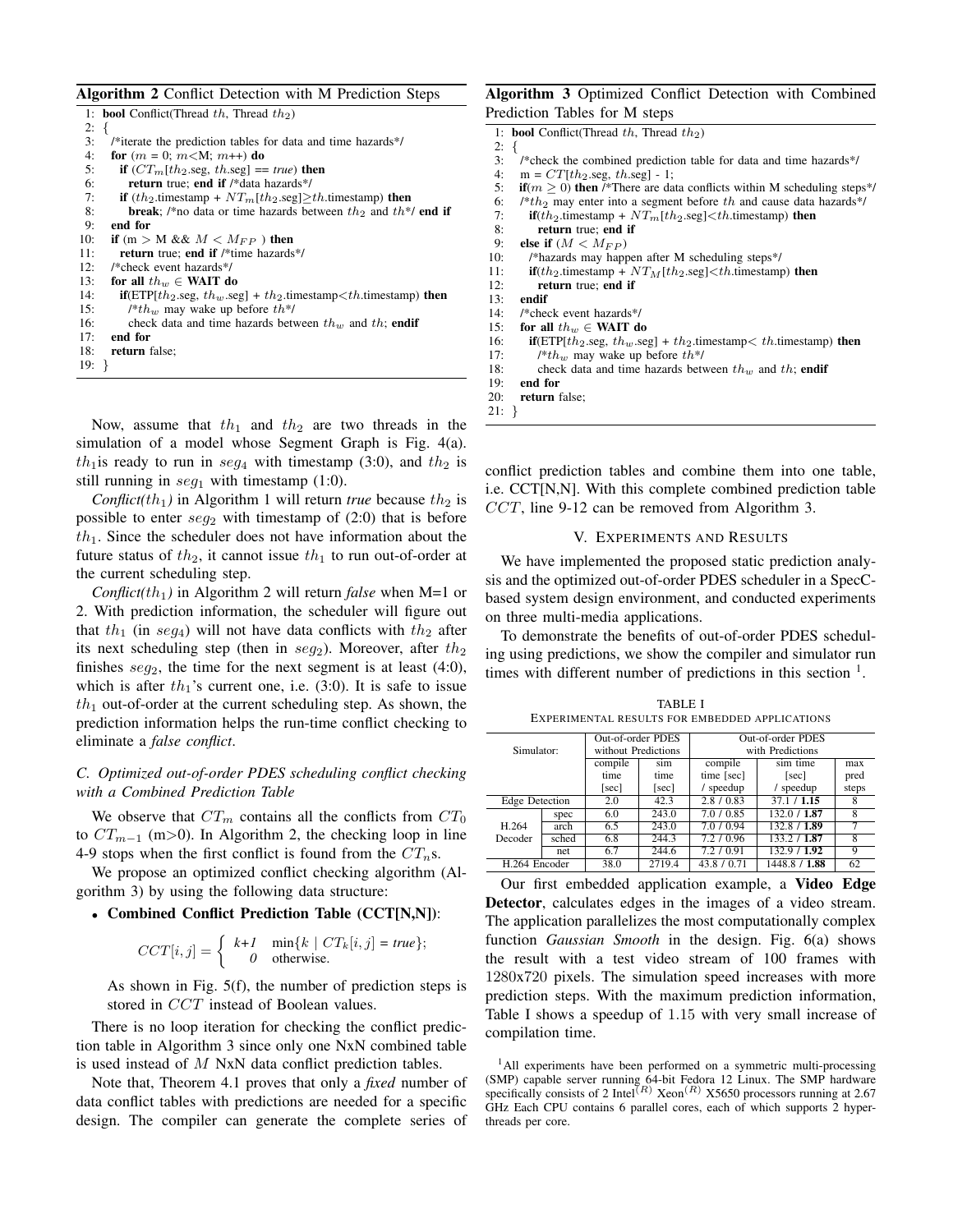**Algorithm 2** Conflict Detection with M Prediction Steps

```
1:  bool Conflict(Thread th, Thread th2)
2:  {
3:    /*iterate the prediction tables for data and time hazards*/
4:    for (m = 0; m<M; m++) do
5:      if (CT_m[th2.seg, th.seg] == true) then
6:        return true; end if /*data hazards*/
7:      if (th2.timestamp + NT_m[th2.seg]≥th.timestamp) then
8:        break; /*no data or time hazards between th2 and th*/ end if
9:    end for
10:   if (m > M && M < M_FP ) then
11:     return true; end if /*time hazards*/
12:   /*check event hazards*/
13:   for all th_w ∈ WAIT do
14:     if(ETP[th2.seg, th_w.seg] + th2.timestamp<th.timestamp) then
15:       /*th_w may wake up before th*/
16:       check data and time hazards between th_w and th; endif
17:   end for
18:   return false;
19: }
```

Now, assume that $th_1$ and $th_2$ are two threads in the simulation of a model whose Segment Graph is Fig. 4(a). $th_1$is ready to run in $seg_4$ with timestamp (3:0), and $th_2$ is still running in $seg_1$ with timestamp (1:0).

*Conflict($th_1$)* in Algorithm 1 will return *true* because $th_2$ is possible to enter $seg_2$ with timestamp of (2:0) that is before $th_1$. Since the scheduler does not have information about the future status of $th_2$, it cannot issue $th_1$ to run out-of-order at the current scheduling step.

*Conflict($th_1$)* in Algorithm 2 will return *false* when M=1 or 2. With prediction information, the scheduler will figure out that $th_1$ (in $seg_4$) will not have data conflicts with $th_2$ after its next scheduling step (then in $seg_2$). Moreover, after $th_2$ finishes $seg_2$, the time for the next segment is at least (4:0), which is after $th_1$'s current one, i.e. (3:0). It is safe to issue $th_1$ out-of-order at the current scheduling step. As shown, the prediction information helps the run-time conflict checking to eliminate a *false conflict*.

### C. Optimized out-of-order PDES scheduling conflict checking with a Combined Prediction Table

We observe that $CT_m$ contains all the conflicts from $CT_0$ to $CT_{m-1}$ (m>0). In Algorithm 2, the checking loop in line 4-9 stops when the first conflict is found from the $CT_n$s.

We propose an optimized conflict checking algorithm (Algorithm 3) by using the following data structure:

- **Combined Conflict Prediction Table (CCT[N,N])**:

$$CCT[i,j] = \begin{cases} k+1 & \min\{k \mid CT_k[i,j] = \textit{true}\}; \\ 0 & \text{otherwise.} \end{cases}$$

  As shown in Fig. 5(f), the number of prediction steps is stored in $CCT$ instead of Boolean values.

There is no loop iteration for checking the conflict prediction table in Algorithm 3 since only one NxN combined table is used instead of $M$ NxN data conflict prediction tables.

Note that, Theorem 4.1 proves that only a *fixed* number of data conflict tables with predictions are needed for a specific design. The compiler can generate the complete series of

**Algorithm 3** Optimized Conflict Detection with Combined Prediction Tables for M steps

```
1:  bool Conflict(Thread th, Thread th2)
2:  {
3:    /*check the combined prediction table for data and time hazards*/
4:    m = CT[th2.seg, th.seg] - 1;
5:    if(m ≥ 0) then /*There are data conflicts within M scheduling steps*/
6:    /*th2 may enter into a segment before th and cause data hazards*/
7:      if(th2.timestamp + NT_m[th2.seg]<th.timestamp) then
8:        return true; end if
9:    else if (M < M_FP)
10:     /*hazards may happen after M scheduling steps*/
11:     if(th2.timestamp + NT_M[th2.seg]<th.timestamp) then
12:       return true; end if
13:   endif
14:   /*check event hazards*/
15:   for all th_w ∈ WAIT do
16:     if(ETP[th2.seg, th_w.seg] + th2.timestamp< th.timestamp) then
17:       /*th_w may wake up before th*/
18:       check data and time hazards between th_w and th; endif
19:   end for
20:   return false;
21: }
```

conflict prediction tables and combine them into one table, i.e. CCT[N,N]. With this complete combined prediction table $CCT$, line 9-12 can be removed from Algorithm 3.

## V. Experiments and Results

We have implemented the proposed static prediction analysis and the optimized out-of-order PDES scheduler in a SpecC-based system design environment, and conducted experiments on three multi-media applications.

To demonstrate the benefits of out-of-order PDES scheduling using predictions, we show the compiler and simulator run times with different number of predictions in this section [1].

TABLE I
Experimental results for embedded applications

| Simulator: | | Out-of-order PDES without Predictions | | Out-of-order PDES with Predictions | | |
|---|---|---|---|---|---|---|
| | | compile time [sec] | sim time [sec] | compile time [sec] / speedup | sim time [sec] / speedup | max pred steps |
| Edge Detection | | 2.0 | 42.3 | 2.8 / 0.83 | 37.1 / **1.15** | 8 |
| H.264 Decoder | spec | 6.0 | 243.0 | 7.0 / 0.85 | 132.0 / **1.87** | 8 |
| | arch | 6.5 | 243.0 | 7.0 / 0.94 | 132.8 / **1.89** | 7 |
| | sched | 6.8 | 244.3 | 7.2 / 0.96 | 133.2 / **1.87** | 8 |
| | net | 6.7 | 244.6 | 7.2 / 0.91 | 132.9 / **1.92** | 9 |
| H.264 Encoder | | 38.0 | 2719.4 | 43.8 / 0.71 | 1448.8 / **1.88** | 62 |

Our first embedded application example, a **Video Edge Detector**, calculates edges in the images of a video stream. The application parallelizes the most computationally complex function *Gaussian Smooth* in the design. Fig. 6(a) shows the result with a test video stream of 100 frames with 1280x720 pixels. The simulation speed increases with more prediction steps. With the maximum prediction information, Table I shows a speedup of 1.15 with very small increase of compilation time.

[1] All experiments have been performed on a symmetric multi-processing (SMP) capable server running 64-bit Fedora 12 Linux. The SMP hardware specifically consists of 2 Intel(R) Xeon(R) X5650 processors running at 2.67 GHz Each CPU contains 6 parallel cores, each of which supports 2 hyper-threads per core.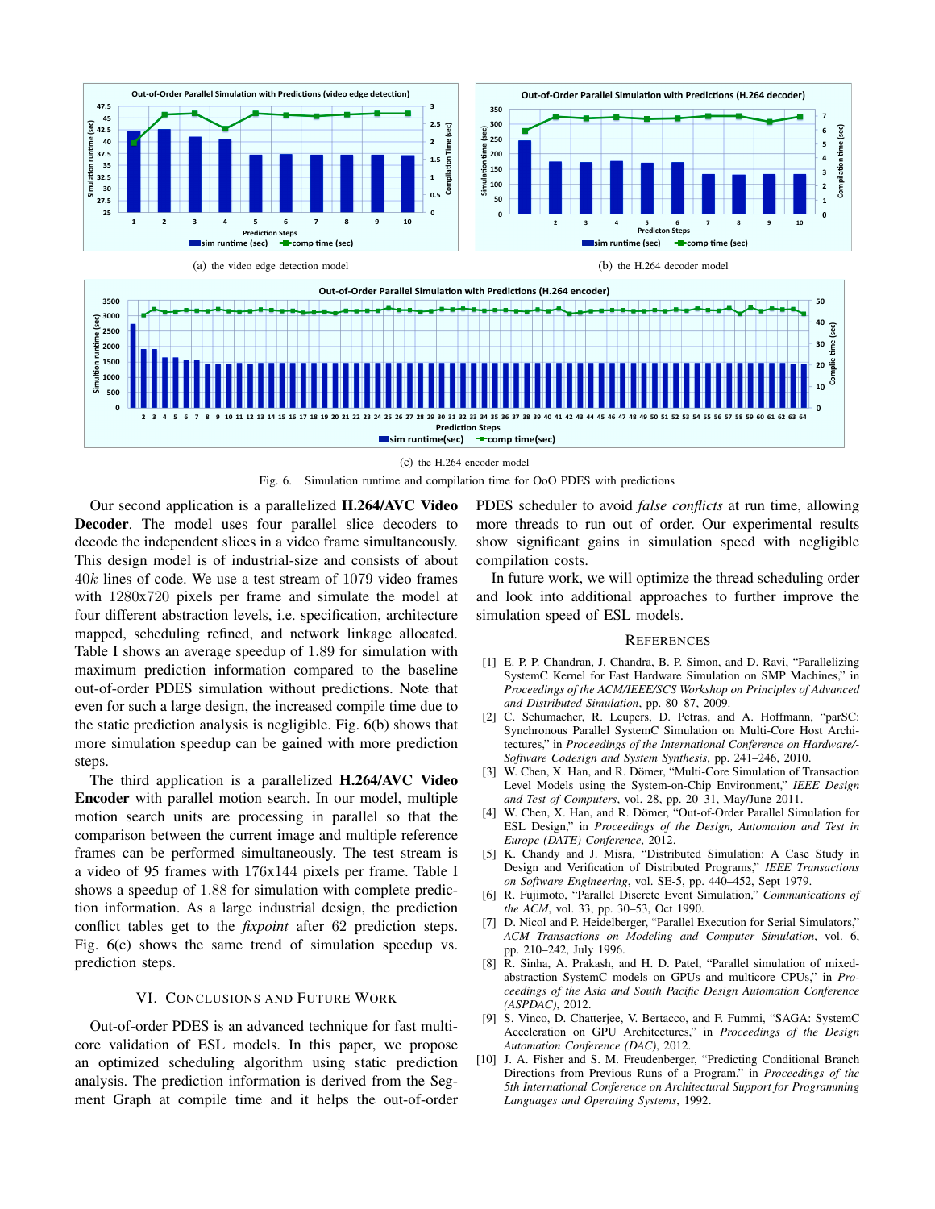Out-of-Order Parallel Simulation with Predictions (video edge detection)

47.5
45
42.5
40
37.5
35
32.5
30
27.5
25

Simulation runtime (sec)

3
2.5
2
1.5
1
0.5
0

Compilation Time (sec)

1 2 3 4 5 6 7 8 9 10

Prediction Steps

sim runtime (sec) comp time (sec)

(a) the video edge detection model

Out-of-Order Parallel Simulation with Predictions (H.264 decoder)

350
300
250
200
150
100
50
0

Simulation time (sec)

7
6
5
4
3
2
1
0

Compilation time (sec)

2 3 4 5 6 7 8 9 10

Predicton Steps

sim runtime (sec) comp time (sec)

(b) the H.264 decoder model

Out-of-Order Parallel Simulation with Predictions (H.264 encoder)

3500
3000
2500
2000
1500
1000
500
0

Simultion runtime (sec)

50
40
30
20
10
0

Compile time (sec)

2 3 4 5 6 7 8 9 10 11 12 13 14 15 16 17 18 19 20 21 22 23 24 25 26 27 28 29 30 31 32 33 34 35 36 37 38 39 40 41 42 43 44 45 46 47 48 49 50 51 52 53 54 55 56 57 58 59 60 61 62 63 64

Prediction Steps

sim runtime(sec) comp time(sec)

(c) the H.264 encoder model

Fig. 6. Simulation runtime and compilation time for OoO PDES with predictions

Our second application is a parallelized **H.264/AVC Video Decoder**. The model uses four parallel slice decoders to decode the independent slices in a video frame simultaneously. This design model is of industrial-size and consists of about $40k$ lines of code. We use a test stream of 1079 video frames with 1280x720 pixels per frame and simulate the model at four different abstraction levels, i.e. specification, architecture mapped, scheduling refined, and network linkage allocated. Table I shows an average speedup of 1.89 for simulation with maximum prediction information compared to the baseline out-of-order PDES simulation without predictions. Note that even for such a large design, the increased compile time due to the static prediction analysis is negligible. Fig. 6(b) shows that more simulation speedup can be gained with more prediction steps.

The third application is a parallelized **H.264/AVC Video Encoder** with parallel motion search. In our model, multiple motion search units are processing in parallel so that the comparison between the current image and multiple reference frames can be performed simultaneously. The test stream is a video of 95 frames with 176x144 pixels per frame. Table I shows a speedup of 1.88 for simulation with complete prediction information. As a large industrial design, the prediction conflict tables get to the *fixpoint* after 62 prediction steps. Fig. 6(c) shows the same trend of simulation speedup vs. prediction steps.

## VI. Conclusions and Future Work

Out-of-order PDES is an advanced technique for fast multi-core validation of ESL models. In this paper, we propose an optimized scheduling algorithm using static prediction analysis. The prediction information is derived from the Segment Graph at compile time and it helps the out-of-order PDES scheduler to avoid *false conflicts* at run time, allowing more threads to run out of order. Our experimental results show significant gains in simulation speed with negligible compilation costs.

In future work, we will optimize the thread scheduling order and look into additional approaches to further improve the simulation speed of ESL models.

## References

[1] E. P, P. Chandran, J. Chandra, B. P. Simon, and D. Ravi, "Parallelizing SystemC Kernel for Fast Hardware Simulation on SMP Machines," in *Proceedings of the ACM/IEEE/SCS Workshop on Principles of Advanced and Distributed Simulation*, pp. 80–87, 2009.

[2] C. Schumacher, R. Leupers, D. Petras, and A. Hoffmann, "parSC: Synchronous Parallel SystemC Simulation on Multi-Core Host Architectures," in *Proceedings of the International Conference on Hardware/-Software Codesign and System Synthesis*, pp. 241–246, 2010.

[3] W. Chen, X. Han, and R. Dömer, "Multi-Core Simulation of Transaction Level Models using the System-on-Chip Environment," *IEEE Design and Test of Computers*, vol. 28, pp. 20–31, May/June 2011.

[4] W. Chen, X. Han, and R. Dömer, "Out-of-Order Parallel Simulation for ESL Design," in *Proceedings of the Design, Automation and Test in Europe (DATE) Conference*, 2012.

[5] K. Chandy and J. Misra, "Distributed Simulation: A Case Study in Design and Verification of Distributed Programs," *IEEE Transactions on Software Engineering*, vol. SE-5, pp. 440–452, Sept 1979.

[6] R. Fujimoto, "Parallel Discrete Event Simulation," *Communications of the ACM*, vol. 33, pp. 30–53, Oct 1990.

[7] D. Nicol and P. Heidelberger, "Parallel Execution for Serial Simulators," *ACM Transactions on Modeling and Computer Simulation*, vol. 6, pp. 210–242, July 1996.

[8] R. Sinha, A. Prakash, and H. D. Patel, "Parallel simulation of mixed-abstraction SystemC models on GPUs and multicore CPUs," in *Proceedings of the Asia and South Pacific Design Automation Conference (ASPDAC)*, 2012.

[9] S. Vinco, D. Chatterjee, V. Bertacco, and F. Fummi, "SAGA: SystemC Acceleration on GPU Architectures," in *Proceedings of the Design Automation Conference (DAC)*, 2012.

[10] J. A. Fisher and S. M. Freudenberger, "Predicting Conditional Branch Directions from Previous Runs of a Program," in *Proceedings of the 5th International Conference on Architectural Support for Programming Languages and Operating Systems*, 1992.